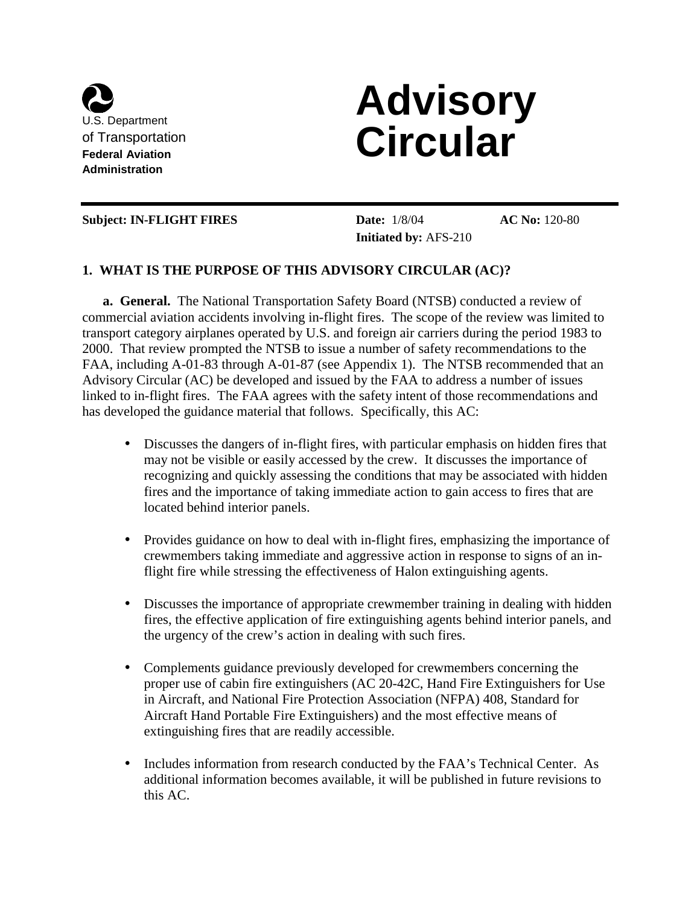U.S. Department of Transportation
**Federal Aviation Administration**

# Advisory Circular

**Subject: IN-FLIGHT FIRES** | **Date:** 1/8/04 | **AC No:** 120-80
**Initiated by:** AFS-210

## 1. WHAT IS THE PURPOSE OF THIS ADVISORY CIRCULAR (AC)?

**a. General.** The National Transportation Safety Board (NTSB) conducted a review of commercial aviation accidents involving in-flight fires. The scope of the review was limited to transport category airplanes operated by U.S. and foreign air carriers during the period 1983 to 2000. That review prompted the NTSB to issue a number of safety recommendations to the FAA, including A-01-83 through A-01-87 (see Appendix 1). The NTSB recommended that an Advisory Circular (AC) be developed and issued by the FAA to address a number of issues linked to in-flight fires. The FAA agrees with the safety intent of those recommendations and has developed the guidance material that follows. Specifically, this AC:

- Discusses the dangers of in-flight fires, with particular emphasis on hidden fires that may not be visible or easily accessed by the crew. It discusses the importance of recognizing and quickly assessing the conditions that may be associated with hidden fires and the importance of taking immediate action to gain access to fires that are located behind interior panels.

- Provides guidance on how to deal with in-flight fires, emphasizing the importance of crewmembers taking immediate and aggressive action in response to signs of an in-flight fire while stressing the effectiveness of Halon extinguishing agents.

- Discusses the importance of appropriate crewmember training in dealing with hidden fires, the effective application of fire extinguishing agents behind interior panels, and the urgency of the crew's action in dealing with such fires.

- Complements guidance previously developed for crewmembers concerning the proper use of cabin fire extinguishers (AC 20-42C, Hand Fire Extinguishers for Use in Aircraft, and National Fire Protection Association (NFPA) 408, Standard for Aircraft Hand Portable Fire Extinguishers) and the most effective means of extinguishing fires that are readily accessible.

- Includes information from research conducted by the FAA's Technical Center. As additional information becomes available, it will be published in future revisions to this AC.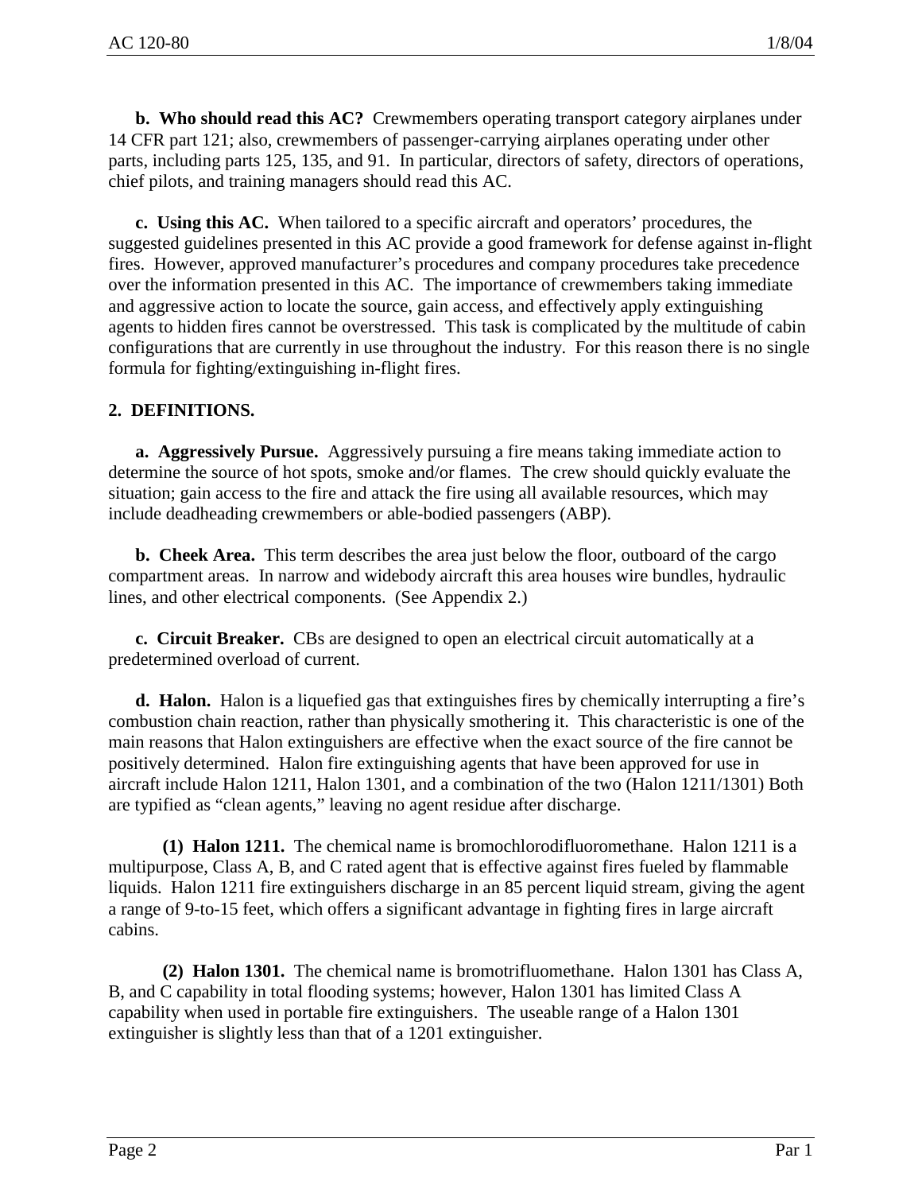**b. Who should read this AC?** Crewmembers operating transport category airplanes under 14 CFR part 121; also, crewmembers of passenger-carrying airplanes operating under other parts, including parts 125, 135, and 91. In particular, directors of safety, directors of operations, chief pilots, and training managers should read this AC.

**c. Using this AC.** When tailored to a specific aircraft and operators' procedures, the suggested guidelines presented in this AC provide a good framework for defense against in-flight fires. However, approved manufacturer's procedures and company procedures take precedence over the information presented in this AC. The importance of crewmembers taking immediate and aggressive action to locate the source, gain access, and effectively apply extinguishing agents to hidden fires cannot be overstressed. This task is complicated by the multitude of cabin configurations that are currently in use throughout the industry. For this reason there is no single formula for fighting/extinguishing in-flight fires.

## 2. DEFINITIONS.

**a. Aggressively Pursue.** Aggressively pursuing a fire means taking immediate action to determine the source of hot spots, smoke and/or flames. The crew should quickly evaluate the situation; gain access to the fire and attack the fire using all available resources, which may include deadheading crewmembers or able-bodied passengers (ABP).

**b. Cheek Area.** This term describes the area just below the floor, outboard of the cargo compartment areas. In narrow and widebody aircraft this area houses wire bundles, hydraulic lines, and other electrical components. (See Appendix 2.)

**c. Circuit Breaker.** CBs are designed to open an electrical circuit automatically at a predetermined overload of current.

**d. Halon.** Halon is a liquefied gas that extinguishes fires by chemically interrupting a fire's combustion chain reaction, rather than physically smothering it. This characteristic is one of the main reasons that Halon extinguishers are effective when the exact source of the fire cannot be positively determined. Halon fire extinguishing agents that have been approved for use in aircraft include Halon 1211, Halon 1301, and a combination of the two (Halon 1211/1301) Both are typified as "clean agents," leaving no agent residue after discharge.

**(1) Halon 1211.** The chemical name is bromochlorodifluoromethane. Halon 1211 is a multipurpose, Class A, B, and C rated agent that is effective against fires fueled by flammable liquids. Halon 1211 fire extinguishers discharge in an 85 percent liquid stream, giving the agent a range of 9-to-15 feet, which offers a significant advantage in fighting fires in large aircraft cabins.

**(2) Halon 1301.** The chemical name is bromotrifluomethane. Halon 1301 has Class A, B, and C capability in total flooding systems; however, Halon 1301 has limited Class A capability when used in portable fire extinguishers. The useable range of a Halon 1301 extinguisher is slightly less than that of a 1201 extinguisher.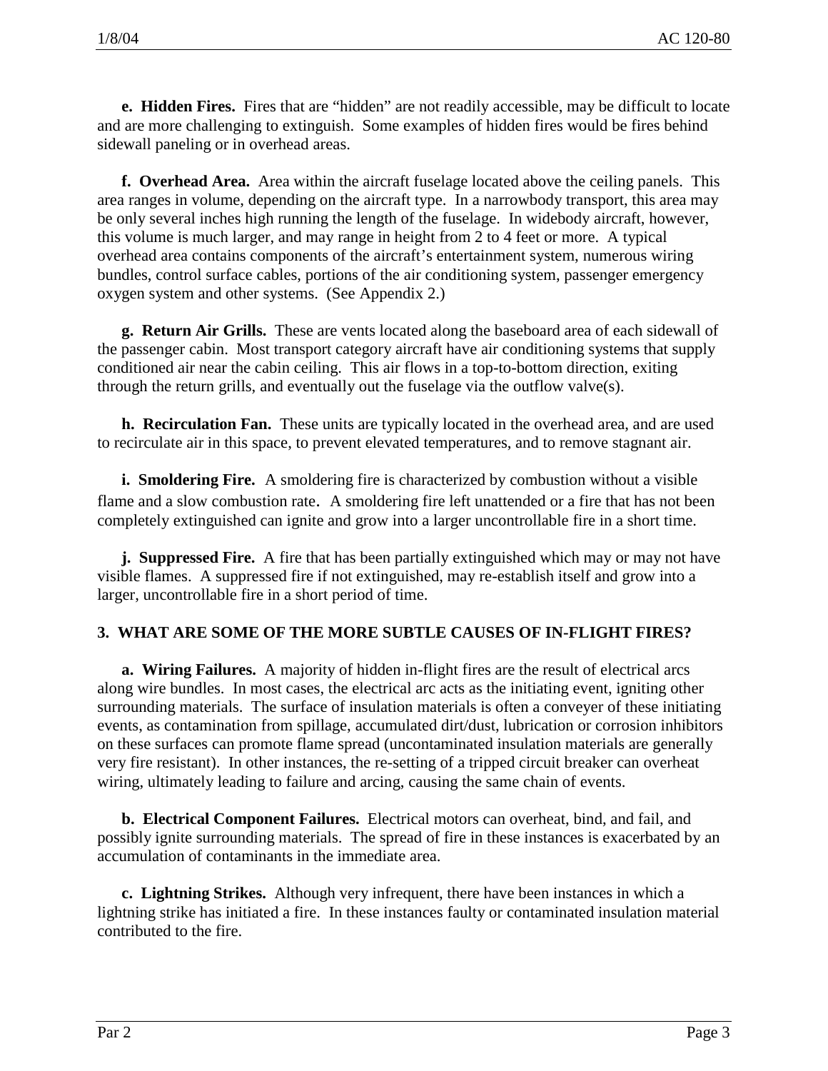**e. Hidden Fires.** Fires that are "hidden" are not readily accessible, may be difficult to locate and are more challenging to extinguish. Some examples of hidden fires would be fires behind sidewall paneling or in overhead areas.

**f. Overhead Area.** Area within the aircraft fuselage located above the ceiling panels. This area ranges in volume, depending on the aircraft type. In a narrowbody transport, this area may be only several inches high running the length of the fuselage. In widebody aircraft, however, this volume is much larger, and may range in height from 2 to 4 feet or more. A typical overhead area contains components of the aircraft's entertainment system, numerous wiring bundles, control surface cables, portions of the air conditioning system, passenger emergency oxygen system and other systems. (See Appendix 2.)

**g. Return Air Grills.** These are vents located along the baseboard area of each sidewall of the passenger cabin. Most transport category aircraft have air conditioning systems that supply conditioned air near the cabin ceiling. This air flows in a top-to-bottom direction, exiting through the return grills, and eventually out the fuselage via the outflow valve(s).

**h. Recirculation Fan.** These units are typically located in the overhead area, and are used to recirculate air in this space, to prevent elevated temperatures, and to remove stagnant air.

**i. Smoldering Fire.** A smoldering fire is characterized by combustion without a visible flame and a slow combustion rate. A smoldering fire left unattended or a fire that has not been completely extinguished can ignite and grow into a larger uncontrollable fire in a short time.

**j. Suppressed Fire.** A fire that has been partially extinguished which may or may not have visible flames. A suppressed fire if not extinguished, may re-establish itself and grow into a larger, uncontrollable fire in a short period of time.

## 3. WHAT ARE SOME OF THE MORE SUBTLE CAUSES OF IN-FLIGHT FIRES?

**a. Wiring Failures.** A majority of hidden in-flight fires are the result of electrical arcs along wire bundles. In most cases, the electrical arc acts as the initiating event, igniting other surrounding materials. The surface of insulation materials is often a conveyer of these initiating events, as contamination from spillage, accumulated dirt/dust, lubrication or corrosion inhibitors on these surfaces can promote flame spread (uncontaminated insulation materials are generally very fire resistant). In other instances, the re-setting of a tripped circuit breaker can overheat wiring, ultimately leading to failure and arcing, causing the same chain of events.

**b. Electrical Component Failures.** Electrical motors can overheat, bind, and fail, and possibly ignite surrounding materials. The spread of fire in these instances is exacerbated by an accumulation of contaminants in the immediate area.

**c. Lightning Strikes.** Although very infrequent, there have been instances in which a lightning strike has initiated a fire. In these instances faulty or contaminated insulation material contributed to the fire.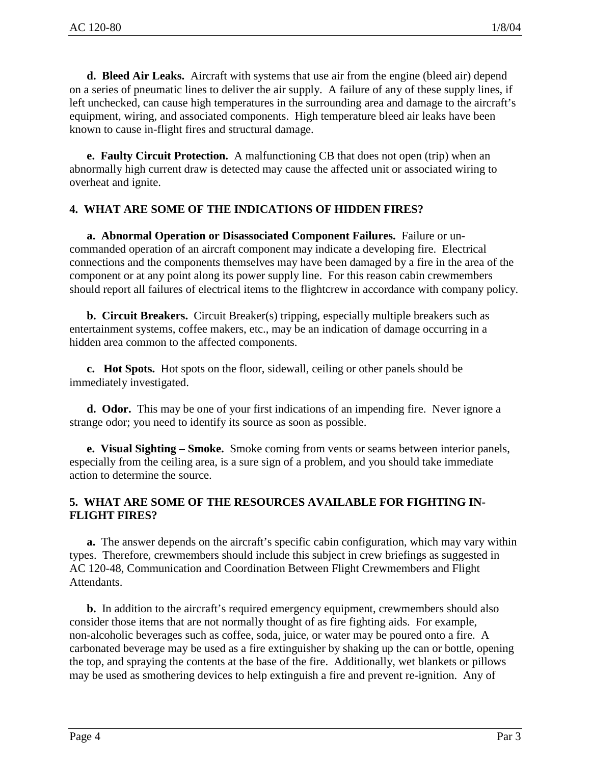**d. Bleed Air Leaks.** Aircraft with systems that use air from the engine (bleed air) depend on a series of pneumatic lines to deliver the air supply. A failure of any of these supply lines, if left unchecked, can cause high temperatures in the surrounding area and damage to the aircraft's equipment, wiring, and associated components. High temperature bleed air leaks have been known to cause in-flight fires and structural damage.

**e. Faulty Circuit Protection.** A malfunctioning CB that does not open (trip) when an abnormally high current draw is detected may cause the affected unit or associated wiring to overheat and ignite.

## 4. WHAT ARE SOME OF THE INDICATIONS OF HIDDEN FIRES?

**a. Abnormal Operation or Disassociated Component Failures.** Failure or un-commanded operation of an aircraft component may indicate a developing fire. Electrical connections and the components themselves may have been damaged by a fire in the area of the component or at any point along its power supply line. For this reason cabin crewmembers should report all failures of electrical items to the flightcrew in accordance with company policy.

**b. Circuit Breakers.** Circuit Breaker(s) tripping, especially multiple breakers such as entertainment systems, coffee makers, etc., may be an indication of damage occurring in a hidden area common to the affected components.

**c. Hot Spots.** Hot spots on the floor, sidewall, ceiling or other panels should be immediately investigated.

**d. Odor.** This may be one of your first indications of an impending fire. Never ignore a strange odor; you need to identify its source as soon as possible.

**e. Visual Sighting – Smoke.** Smoke coming from vents or seams between interior panels, especially from the ceiling area, is a sure sign of a problem, and you should take immediate action to determine the source.

## 5. WHAT ARE SOME OF THE RESOURCES AVAILABLE FOR FIGHTING IN-FLIGHT FIRES?

**a.** The answer depends on the aircraft's specific cabin configuration, which may vary within types. Therefore, crewmembers should include this subject in crew briefings as suggested in AC 120-48, Communication and Coordination Between Flight Crewmembers and Flight Attendants.

**b.** In addition to the aircraft's required emergency equipment, crewmembers should also consider those items that are not normally thought of as fire fighting aids. For example, non-alcoholic beverages such as coffee, soda, juice, or water may be poured onto a fire. A carbonated beverage may be used as a fire extinguisher by shaking up the can or bottle, opening the top, and spraying the contents at the base of the fire. Additionally, wet blankets or pillows may be used as smothering devices to help extinguish a fire and prevent re-ignition. Any of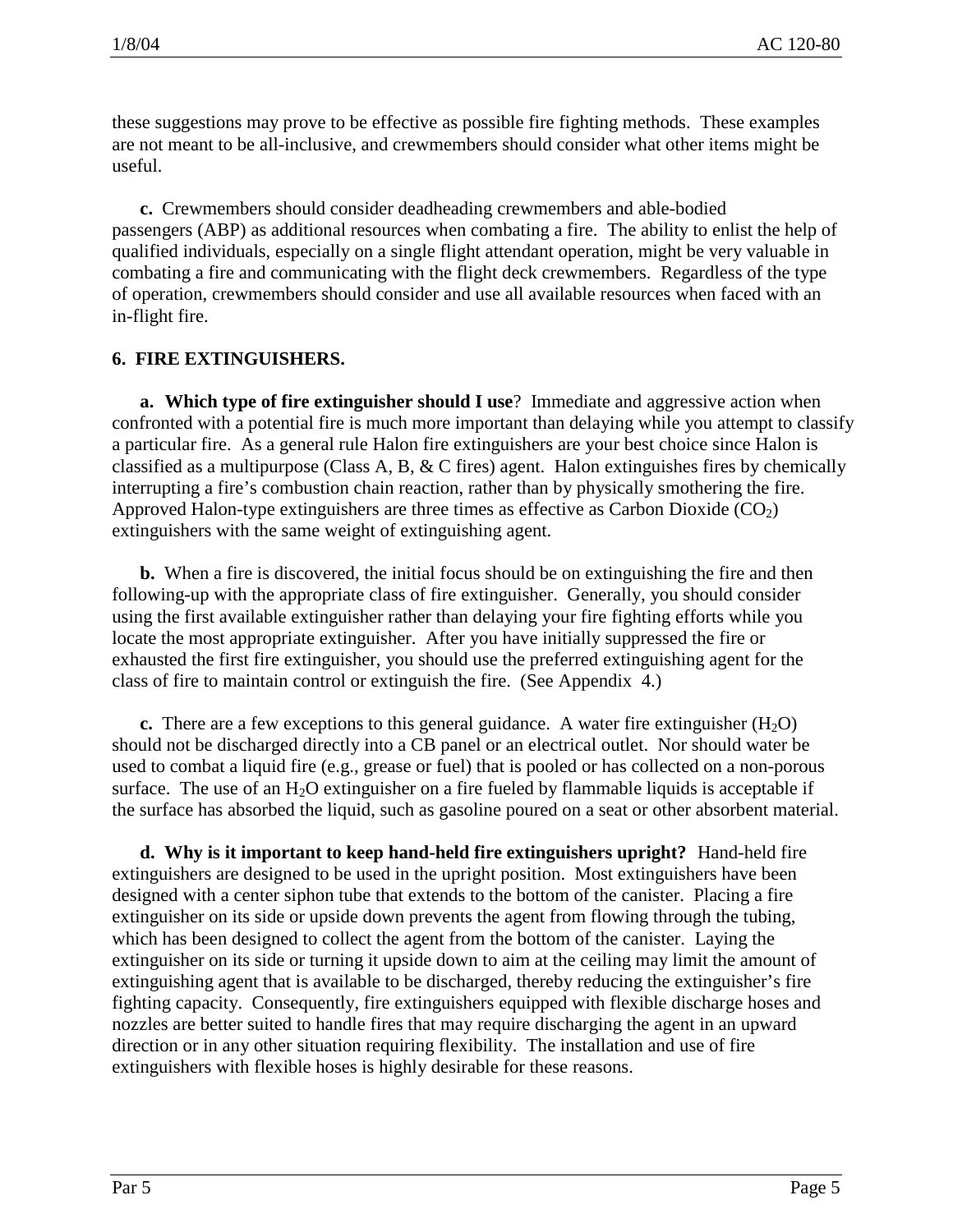these suggestions may prove to be effective as possible fire fighting methods. These examples are not meant to be all-inclusive, and crewmembers should consider what other items might be useful.

**c.** Crewmembers should consider deadheading crewmembers and able-bodied passengers (ABP) as additional resources when combating a fire. The ability to enlist the help of qualified individuals, especially on a single flight attendant operation, might be very valuable in combating a fire and communicating with the flight deck crewmembers. Regardless of the type of operation, crewmembers should consider and use all available resources when faced with an in-flight fire.

## 6. FIRE EXTINGUISHERS.

**a. Which type of fire extinguisher should I use**? Immediate and aggressive action when confronted with a potential fire is much more important than delaying while you attempt to classify a particular fire. As a general rule Halon fire extinguishers are your best choice since Halon is classified as a multipurpose (Class A, B, & C fires) agent. Halon extinguishes fires by chemically interrupting a fire's combustion chain reaction, rather than by physically smothering the fire. Approved Halon-type extinguishers are three times as effective as Carbon Dioxide ($CO_2$) extinguishers with the same weight of extinguishing agent.

**b.** When a fire is discovered, the initial focus should be on extinguishing the fire and then following-up with the appropriate class of fire extinguisher. Generally, you should consider using the first available extinguisher rather than delaying your fire fighting efforts while you locate the most appropriate extinguisher. After you have initially suppressed the fire or exhausted the first fire extinguisher, you should use the preferred extinguishing agent for the class of fire to maintain control or extinguish the fire. (See Appendix 4.)

**c.** There are a few exceptions to this general guidance. A water fire extinguisher ($H_2O$) should not be discharged directly into a CB panel or an electrical outlet. Nor should water be used to combat a liquid fire (e.g., grease or fuel) that is pooled or has collected on a non-porous surface. The use of an $H_2O$ extinguisher on a fire fueled by flammable liquids is acceptable if the surface has absorbed the liquid, such as gasoline poured on a seat or other absorbent material.

**d. Why is it important to keep hand-held fire extinguishers upright?** Hand-held fire extinguishers are designed to be used in the upright position. Most extinguishers have been designed with a center siphon tube that extends to the bottom of the canister. Placing a fire extinguisher on its side or upside down prevents the agent from flowing through the tubing, which has been designed to collect the agent from the bottom of the canister. Laying the extinguisher on its side or turning it upside down to aim at the ceiling may limit the amount of extinguishing agent that is available to be discharged, thereby reducing the extinguisher's fire fighting capacity. Consequently, fire extinguishers equipped with flexible discharge hoses and nozzles are better suited to handle fires that may require discharging the agent in an upward direction or in any other situation requiring flexibility. The installation and use of fire extinguishers with flexible hoses is highly desirable for these reasons.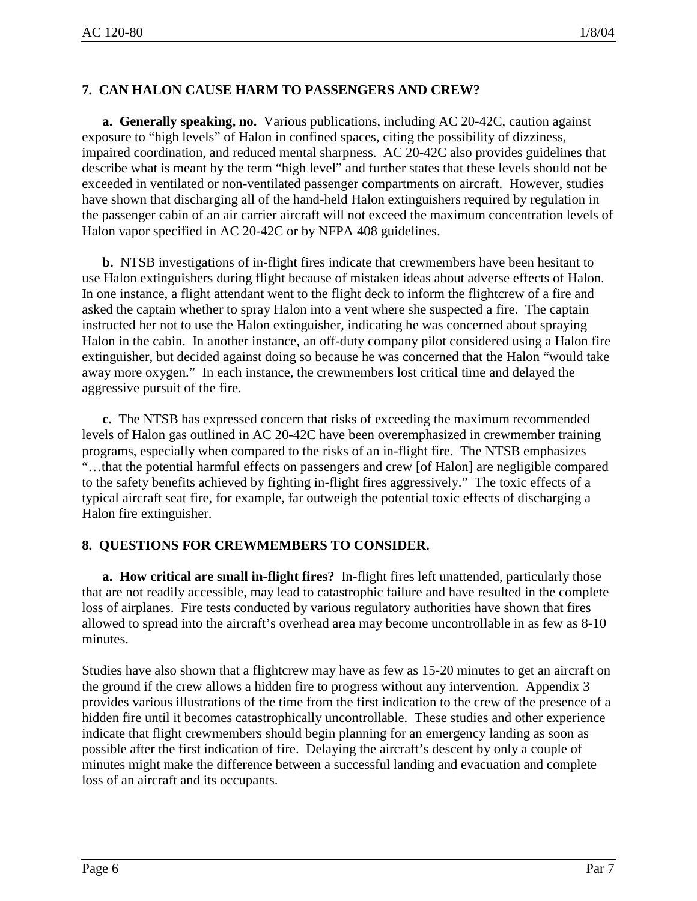## 7. CAN HALON CAUSE HARM TO PASSENGERS AND CREW?

**a. Generally speaking, no.** Various publications, including AC 20-42C, caution against exposure to "high levels" of Halon in confined spaces, citing the possibility of dizziness, impaired coordination, and reduced mental sharpness. AC 20-42C also provides guidelines that describe what is meant by the term "high level" and further states that these levels should not be exceeded in ventilated or non-ventilated passenger compartments on aircraft. However, studies have shown that discharging all of the hand-held Halon extinguishers required by regulation in the passenger cabin of an air carrier aircraft will not exceed the maximum concentration levels of Halon vapor specified in AC 20-42C or by NFPA 408 guidelines.

**b.** NTSB investigations of in-flight fires indicate that crewmembers have been hesitant to use Halon extinguishers during flight because of mistaken ideas about adverse effects of Halon. In one instance, a flight attendant went to the flight deck to inform the flightcrew of a fire and asked the captain whether to spray Halon into a vent where she suspected a fire. The captain instructed her not to use the Halon extinguisher, indicating he was concerned about spraying Halon in the cabin. In another instance, an off-duty company pilot considered using a Halon fire extinguisher, but decided against doing so because he was concerned that the Halon "would take away more oxygen." In each instance, the crewmembers lost critical time and delayed the aggressive pursuit of the fire.

**c.** The NTSB has expressed concern that risks of exceeding the maximum recommended levels of Halon gas outlined in AC 20-42C have been overemphasized in crewmember training programs, especially when compared to the risks of an in-flight fire. The NTSB emphasizes "…that the potential harmful effects on passengers and crew [of Halon] are negligible compared to the safety benefits achieved by fighting in-flight fires aggressively." The toxic effects of a typical aircraft seat fire, for example, far outweigh the potential toxic effects of discharging a Halon fire extinguisher.

## 8. QUESTIONS FOR CREWMEMBERS TO CONSIDER.

**a. How critical are small in-flight fires?** In-flight fires left unattended, particularly those that are not readily accessible, may lead to catastrophic failure and have resulted in the complete loss of airplanes. Fire tests conducted by various regulatory authorities have shown that fires allowed to spread into the aircraft's overhead area may become uncontrollable in as few as 8-10 minutes.

Studies have also shown that a flightcrew may have as few as 15-20 minutes to get an aircraft on the ground if the crew allows a hidden fire to progress without any intervention. Appendix 3 provides various illustrations of the time from the first indication to the crew of the presence of a hidden fire until it becomes catastrophically uncontrollable. These studies and other experience indicate that flight crewmembers should begin planning for an emergency landing as soon as possible after the first indication of fire. Delaying the aircraft's descent by only a couple of minutes might make the difference between a successful landing and evacuation and complete loss of an aircraft and its occupants.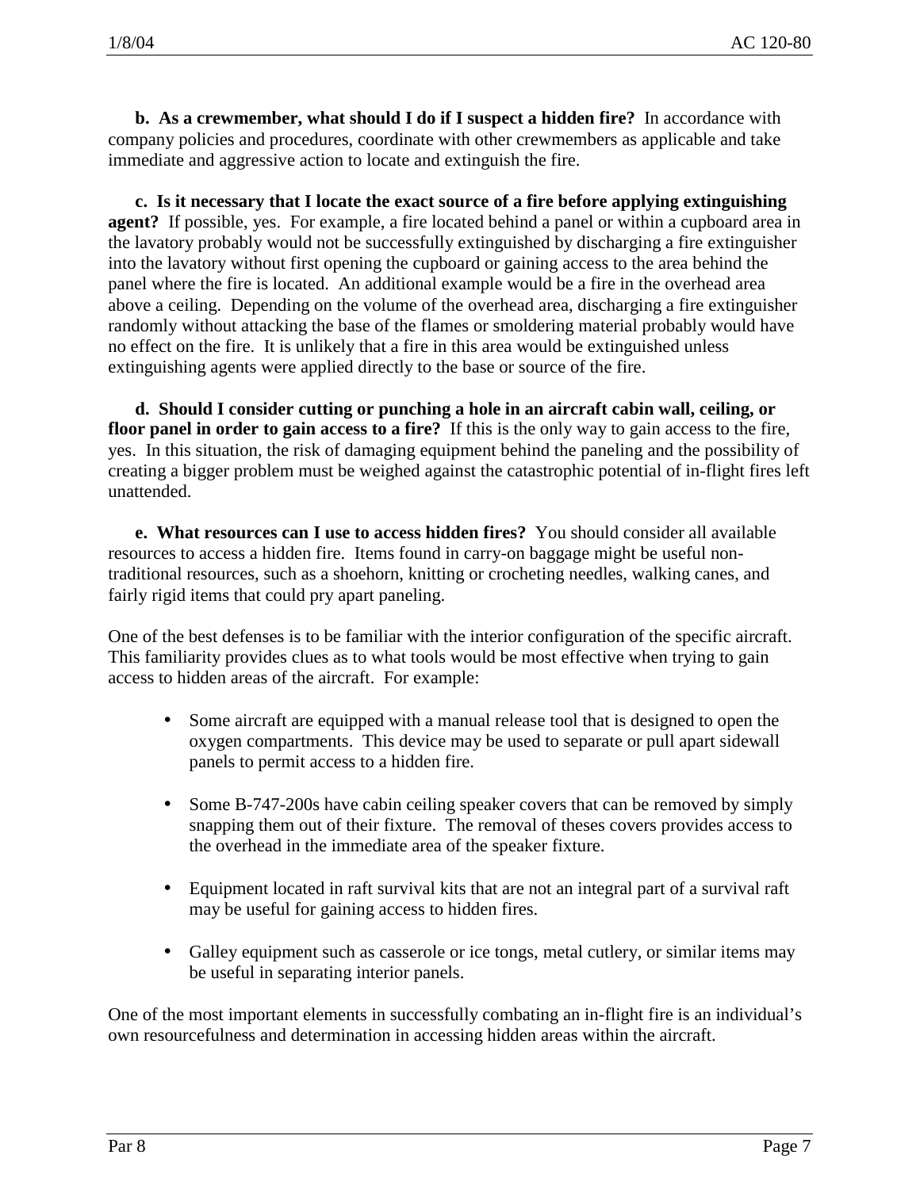**b. As a crewmember, what should I do if I suspect a hidden fire?** In accordance with company policies and procedures, coordinate with other crewmembers as applicable and take immediate and aggressive action to locate and extinguish the fire.

**c. Is it necessary that I locate the exact source of a fire before applying extinguishing agent?** If possible, yes. For example, a fire located behind a panel or within a cupboard area in the lavatory probably would not be successfully extinguished by discharging a fire extinguisher into the lavatory without first opening the cupboard or gaining access to the area behind the panel where the fire is located. An additional example would be a fire in the overhead area above a ceiling. Depending on the volume of the overhead area, discharging a fire extinguisher randomly without attacking the base of the flames or smoldering material probably would have no effect on the fire. It is unlikely that a fire in this area would be extinguished unless extinguishing agents were applied directly to the base or source of the fire.

**d. Should I consider cutting or punching a hole in an aircraft cabin wall, ceiling, or floor panel in order to gain access to a fire?** If this is the only way to gain access to the fire, yes. In this situation, the risk of damaging equipment behind the paneling and the possibility of creating a bigger problem must be weighed against the catastrophic potential of in-flight fires left unattended.

**e. What resources can I use to access hidden fires?** You should consider all available resources to access a hidden fire. Items found in carry-on baggage might be useful non-traditional resources, such as a shoehorn, knitting or crocheting needles, walking canes, and fairly rigid items that could pry apart paneling.

One of the best defenses is to be familiar with the interior configuration of the specific aircraft. This familiarity provides clues as to what tools would be most effective when trying to gain access to hidden areas of the aircraft. For example:

- Some aircraft are equipped with a manual release tool that is designed to open the oxygen compartments. This device may be used to separate or pull apart sidewall panels to permit access to a hidden fire.
- Some B-747-200s have cabin ceiling speaker covers that can be removed by simply snapping them out of their fixture. The removal of theses covers provides access to the overhead in the immediate area of the speaker fixture.
- Equipment located in raft survival kits that are not an integral part of a survival raft may be useful for gaining access to hidden fires.
- Galley equipment such as casserole or ice tongs, metal cutlery, or similar items may be useful in separating interior panels.

One of the most important elements in successfully combating an in-flight fire is an individual's own resourcefulness and determination in accessing hidden areas within the aircraft.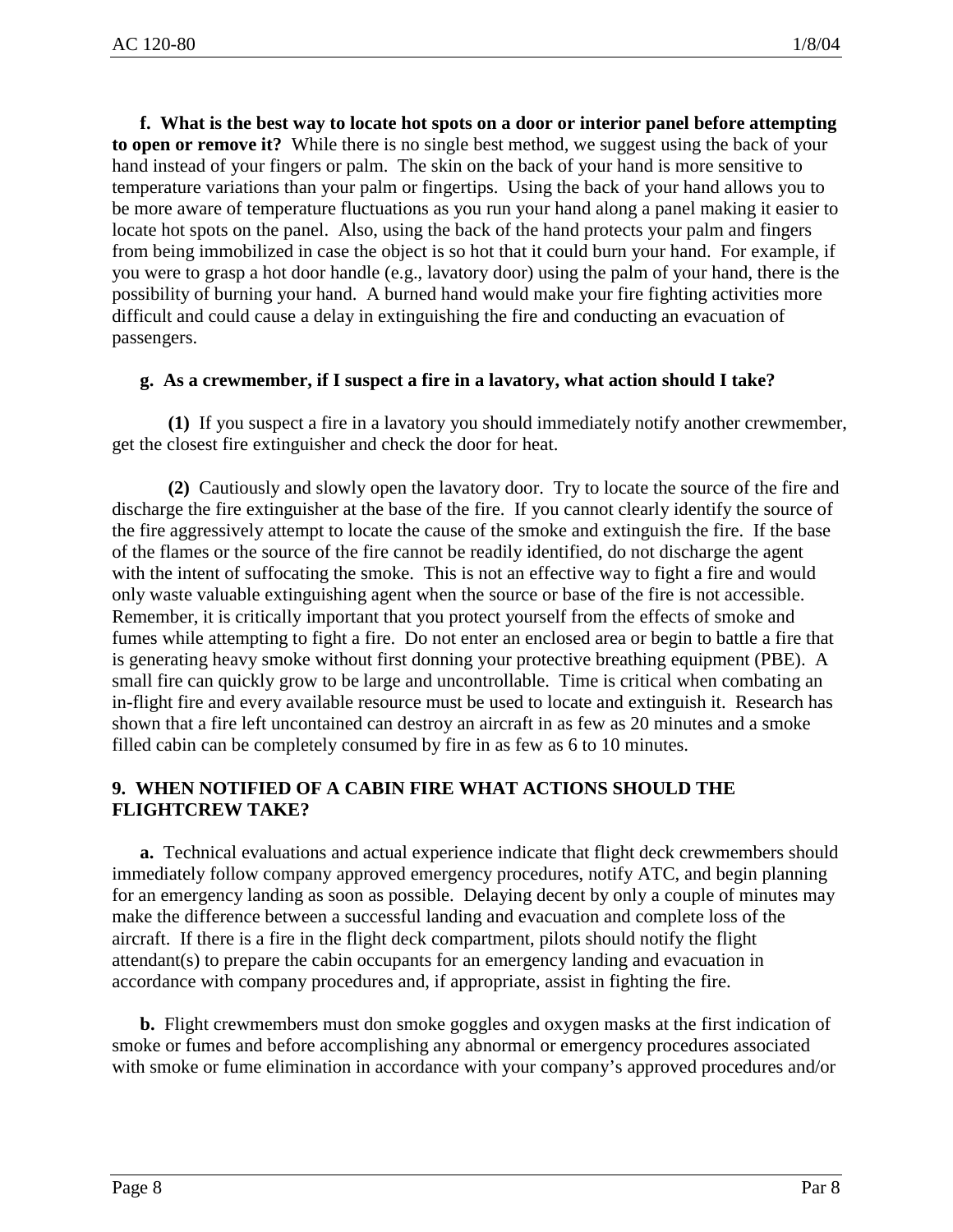**f. What is the best way to locate hot spots on a door or interior panel before attempting to open or remove it?** While there is no single best method, we suggest using the back of your hand instead of your fingers or palm. The skin on the back of your hand is more sensitive to temperature variations than your palm or fingertips. Using the back of your hand allows you to be more aware of temperature fluctuations as you run your hand along a panel making it easier to locate hot spots on the panel. Also, using the back of the hand protects your palm and fingers from being immobilized in case the object is so hot that it could burn your hand. For example, if you were to grasp a hot door handle (e.g., lavatory door) using the palm of your hand, there is the possibility of burning your hand. A burned hand would make your fire fighting activities more difficult and could cause a delay in extinguishing the fire and conducting an evacuation of passengers.

**g. As a crewmember, if I suspect a fire in a lavatory, what action should I take?**

**(1)** If you suspect a fire in a lavatory you should immediately notify another crewmember, get the closest fire extinguisher and check the door for heat.

**(2)** Cautiously and slowly open the lavatory door. Try to locate the source of the fire and discharge the fire extinguisher at the base of the fire. If you cannot clearly identify the source of the fire aggressively attempt to locate the cause of the smoke and extinguish the fire. If the base of the flames or the source of the fire cannot be readily identified, do not discharge the agent with the intent of suffocating the smoke. This is not an effective way to fight a fire and would only waste valuable extinguishing agent when the source or base of the fire is not accessible. Remember, it is critically important that you protect yourself from the effects of smoke and fumes while attempting to fight a fire. Do not enter an enclosed area or begin to battle a fire that is generating heavy smoke without first donning your protective breathing equipment (PBE). A small fire can quickly grow to be large and uncontrollable. Time is critical when combating an in-flight fire and every available resource must be used to locate and extinguish it. Research has shown that a fire left uncontained can destroy an aircraft in as few as 20 minutes and a smoke filled cabin can be completely consumed by fire in as few as 6 to 10 minutes.

## 9. WHEN NOTIFIED OF A CABIN FIRE WHAT ACTIONS SHOULD THE FLIGHTCREW TAKE?

**a.** Technical evaluations and actual experience indicate that flight deck crewmembers should immediately follow company approved emergency procedures, notify ATC, and begin planning for an emergency landing as soon as possible. Delaying decent by only a couple of minutes may make the difference between a successful landing and evacuation and complete loss of the aircraft. If there is a fire in the flight deck compartment, pilots should notify the flight attendant(s) to prepare the cabin occupants for an emergency landing and evacuation in accordance with company procedures and, if appropriate, assist in fighting the fire.

**b.** Flight crewmembers must don smoke goggles and oxygen masks at the first indication of smoke or fumes and before accomplishing any abnormal or emergency procedures associated with smoke or fume elimination in accordance with your company's approved procedures and/or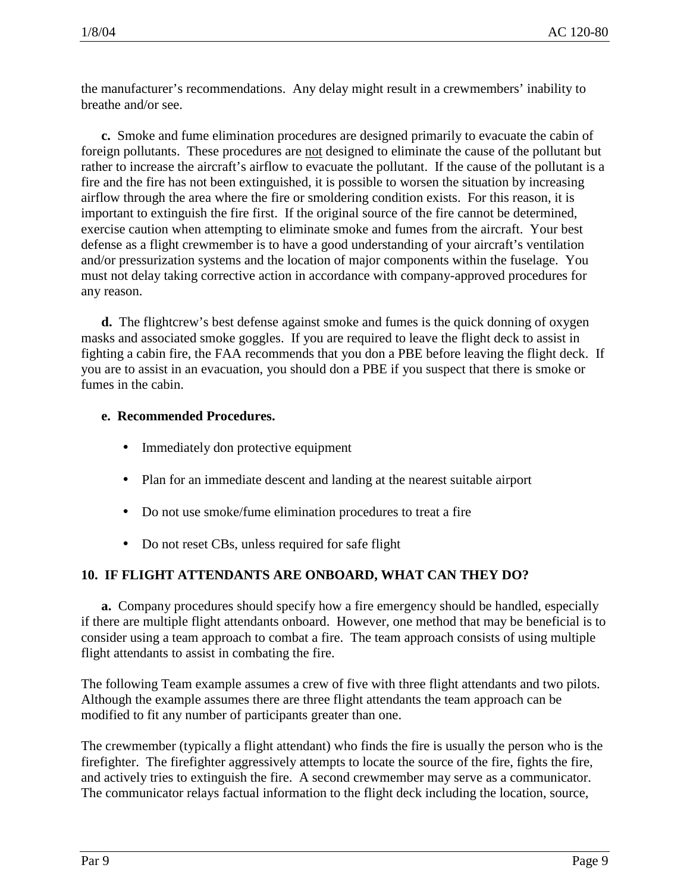the manufacturer's recommendations. Any delay might result in a crewmembers' inability to breathe and/or see.

**c.** Smoke and fume elimination procedures are designed primarily to evacuate the cabin of foreign pollutants. These procedures are <u>not</u> designed to eliminate the cause of the pollutant but rather to increase the aircraft's airflow to evacuate the pollutant. If the cause of the pollutant is a fire and the fire has not been extinguished, it is possible to worsen the situation by increasing airflow through the area where the fire or smoldering condition exists. For this reason, it is important to extinguish the fire first. If the original source of the fire cannot be determined, exercise caution when attempting to eliminate smoke and fumes from the aircraft. Your best defense as a flight crewmember is to have a good understanding of your aircraft's ventilation and/or pressurization systems and the location of major components within the fuselage. You must not delay taking corrective action in accordance with company-approved procedures for any reason.

**d.** The flightcrew's best defense against smoke and fumes is the quick donning of oxygen masks and associated smoke goggles. If you are required to leave the flight deck to assist in fighting a cabin fire, the FAA recommends that you don a PBE before leaving the flight deck. If you are to assist in an evacuation, you should don a PBE if you suspect that there is smoke or fumes in the cabin.

**e. Recommended Procedures.**

- Immediately don protective equipment
- Plan for an immediate descent and landing at the nearest suitable airport
- Do not use smoke/fume elimination procedures to treat a fire
- Do not reset CBs, unless required for safe flight

## 10. IF FLIGHT ATTENDANTS ARE ONBOARD, WHAT CAN THEY DO?

**a.** Company procedures should specify how a fire emergency should be handled, especially if there are multiple flight attendants onboard. However, one method that may be beneficial is to consider using a team approach to combat a fire. The team approach consists of using multiple flight attendants to assist in combating the fire.

The following Team example assumes a crew of five with three flight attendants and two pilots. Although the example assumes there are three flight attendants the team approach can be modified to fit any number of participants greater than one.

The crewmember (typically a flight attendant) who finds the fire is usually the person who is the firefighter. The firefighter aggressively attempts to locate the source of the fire, fights the fire, and actively tries to extinguish the fire. A second crewmember may serve as a communicator. The communicator relays factual information to the flight deck including the location, source,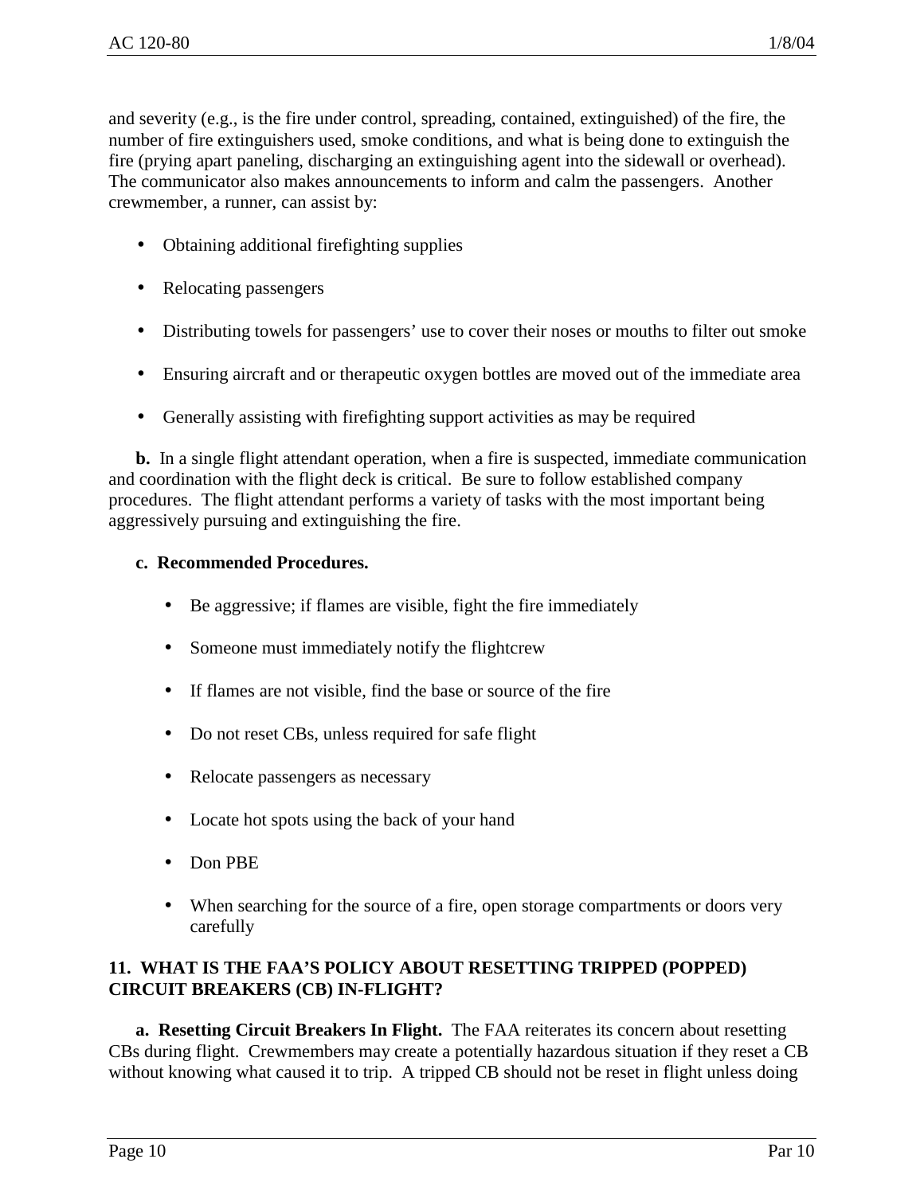and severity (e.g., is the fire under control, spreading, contained, extinguished) of the fire, the number of fire extinguishers used, smoke conditions, and what is being done to extinguish the fire (prying apart paneling, discharging an extinguishing agent into the sidewall or overhead). The communicator also makes announcements to inform and calm the passengers. Another crewmember, a runner, can assist by:

- Obtaining additional firefighting supplies
- Relocating passengers
- Distributing towels for passengers' use to cover their noses or mouths to filter out smoke
- Ensuring aircraft and or therapeutic oxygen bottles are moved out of the immediate area
- Generally assisting with firefighting support activities as may be required

**b.** In a single flight attendant operation, when a fire is suspected, immediate communication and coordination with the flight deck is critical. Be sure to follow established company procedures. The flight attendant performs a variety of tasks with the most important being aggressively pursuing and extinguishing the fire.

**c. Recommended Procedures.**

- Be aggressive; if flames are visible, fight the fire immediately
- Someone must immediately notify the flightcrew
- If flames are not visible, find the base or source of the fire
- Do not reset CBs, unless required for safe flight
- Relocate passengers as necessary
- Locate hot spots using the back of your hand
- Don PBE
- When searching for the source of a fire, open storage compartments or doors very carefully

## 11. WHAT IS THE FAA'S POLICY ABOUT RESETTING TRIPPED (POPPED) CIRCUIT BREAKERS (CB) IN-FLIGHT?

**a. Resetting Circuit Breakers In Flight.** The FAA reiterates its concern about resetting CBs during flight. Crewmembers may create a potentially hazardous situation if they reset a CB without knowing what caused it to trip. A tripped CB should not be reset in flight unless doing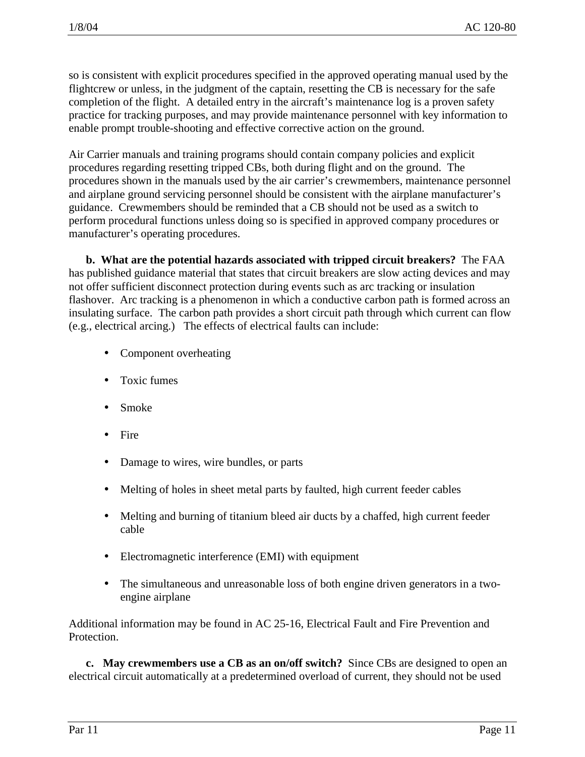so is consistent with explicit procedures specified in the approved operating manual used by the flightcrew or unless, in the judgment of the captain, resetting the CB is necessary for the safe completion of the flight. A detailed entry in the aircraft's maintenance log is a proven safety practice for tracking purposes, and may provide maintenance personnel with key information to enable prompt trouble-shooting and effective corrective action on the ground.

Air Carrier manuals and training programs should contain company policies and explicit procedures regarding resetting tripped CBs, both during flight and on the ground. The procedures shown in the manuals used by the air carrier's crewmembers, maintenance personnel and airplane ground servicing personnel should be consistent with the airplane manufacturer's guidance. Crewmembers should be reminded that a CB should not be used as a switch to perform procedural functions unless doing so is specified in approved company procedures or manufacturer's operating procedures.

**b. What are the potential hazards associated with tripped circuit breakers?** The FAA has published guidance material that states that circuit breakers are slow acting devices and may not offer sufficient disconnect protection during events such as arc tracking or insulation flashover. Arc tracking is a phenomenon in which a conductive carbon path is formed across an insulating surface. The carbon path provides a short circuit path through which current can flow (e.g., electrical arcing.) The effects of electrical faults can include:

- Component overheating
- Toxic fumes
- Smoke
- Fire
- Damage to wires, wire bundles, or parts
- Melting of holes in sheet metal parts by faulted, high current feeder cables
- Melting and burning of titanium bleed air ducts by a chaffed, high current feeder cable
- Electromagnetic interference (EMI) with equipment
- The simultaneous and unreasonable loss of both engine driven generators in a two-engine airplane

Additional information may be found in AC 25-16, Electrical Fault and Fire Prevention and Protection.

**c. May crewmembers use a CB as an on/off switch?** Since CBs are designed to open an electrical circuit automatically at a predetermined overload of current, they should not be used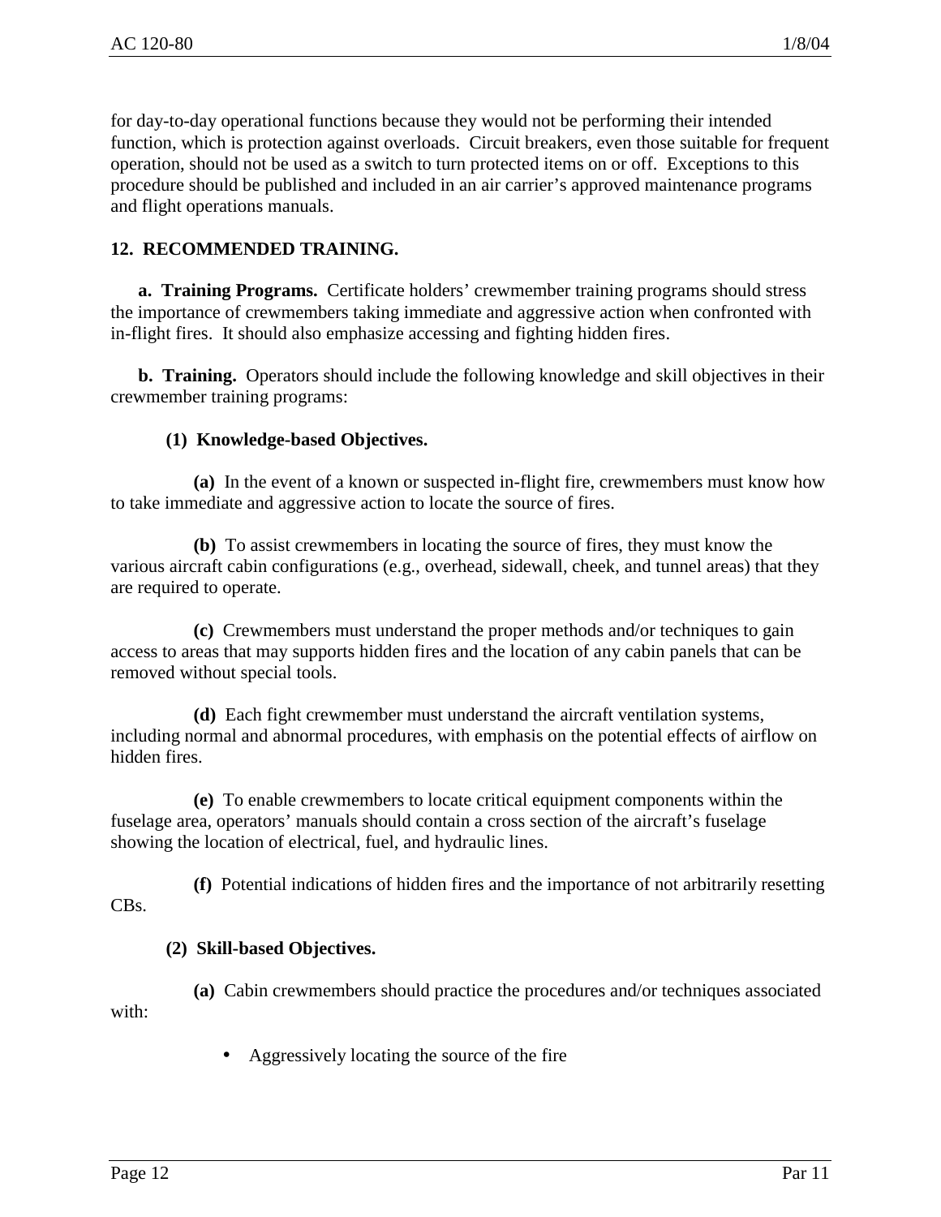for day-to-day operational functions because they would not be performing their intended function, which is protection against overloads. Circuit breakers, even those suitable for frequent operation, should not be used as a switch to turn protected items on or off. Exceptions to this procedure should be published and included in an air carrier's approved maintenance programs and flight operations manuals.

**12. RECOMMENDED TRAINING.**

**a. Training Programs.** Certificate holders' crewmember training programs should stress the importance of crewmembers taking immediate and aggressive action when confronted with in-flight fires. It should also emphasize accessing and fighting hidden fires.

**b. Training.** Operators should include the following knowledge and skill objectives in their crewmember training programs:

**(1) Knowledge-based Objectives.**

**(a)** In the event of a known or suspected in-flight fire, crewmembers must know how to take immediate and aggressive action to locate the source of fires.

**(b)** To assist crewmembers in locating the source of fires, they must know the various aircraft cabin configurations (e.g., overhead, sidewall, cheek, and tunnel areas) that they are required to operate.

**(c)** Crewmembers must understand the proper methods and/or techniques to gain access to areas that may supports hidden fires and the location of any cabin panels that can be removed without special tools.

**(d)** Each fight crewmember must understand the aircraft ventilation systems, including normal and abnormal procedures, with emphasis on the potential effects of airflow on hidden fires.

**(e)** To enable crewmembers to locate critical equipment components within the fuselage area, operators' manuals should contain a cross section of the aircraft's fuselage showing the location of electrical, fuel, and hydraulic lines.

**(f)** Potential indications of hidden fires and the importance of not arbitrarily resetting CBs.

**(2) Skill-based Objectives.**

**(a)** Cabin crewmembers should practice the procedures and/or techniques associated with:

- Aggressively locating the source of the fire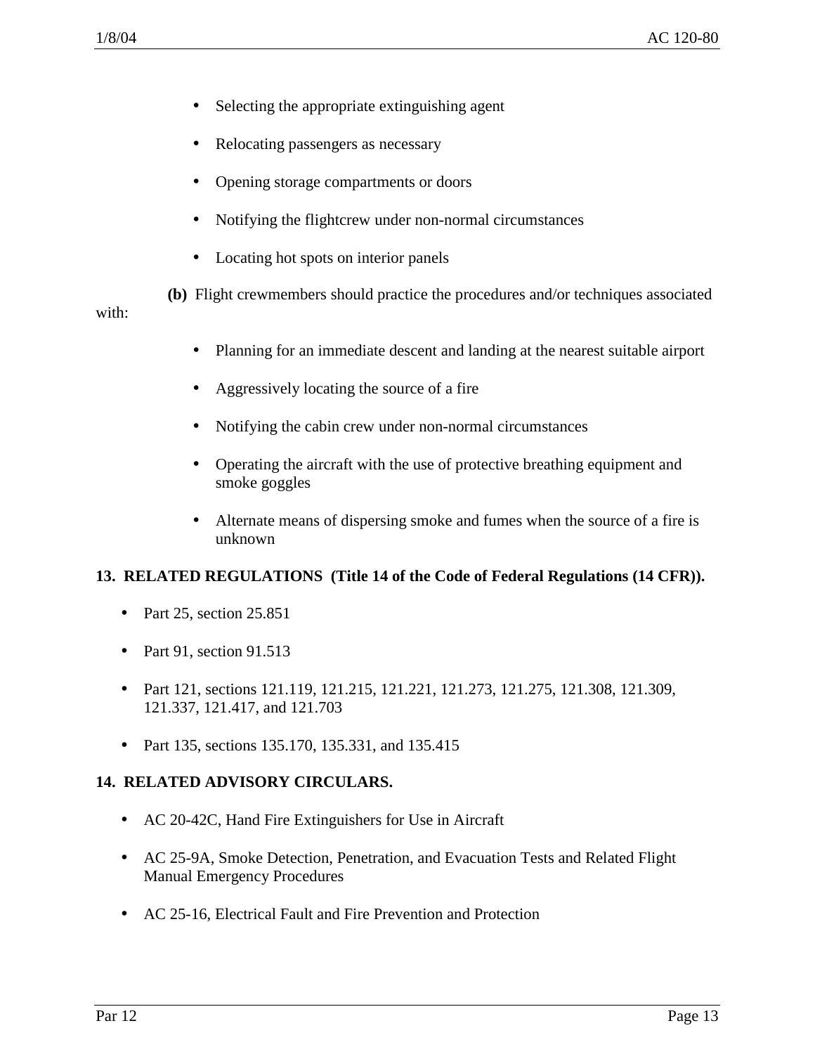- Selecting the appropriate extinguishing agent
- Relocating passengers as necessary
- Opening storage compartments or doors
- Notifying the flightcrew under non-normal circumstances
- Locating hot spots on interior panels

**(b)** Flight crewmembers should practice the procedures and/or techniques associated with:

- Planning for an immediate descent and landing at the nearest suitable airport
- Aggressively locating the source of a fire
- Notifying the cabin crew under non-normal circumstances
- Operating the aircraft with the use of protective breathing equipment and smoke goggles
- Alternate means of dispersing smoke and fumes when the source of a fire is unknown

**13. RELATED REGULATIONS (Title 14 of the Code of Federal Regulations (14 CFR)).**

- Part 25, section 25.851
- Part 91, section 91.513
- Part 121, sections 121.119, 121.215, 121.221, 121.273, 121.275, 121.308, 121.309, 121.337, 121.417, and 121.703
- Part 135, sections 135.170, 135.331, and 135.415

**14. RELATED ADVISORY CIRCULARS.**

- AC 20-42C, Hand Fire Extinguishers for Use in Aircraft
- AC 25-9A, Smoke Detection, Penetration, and Evacuation Tests and Related Flight Manual Emergency Procedures
- AC 25-16, Electrical Fault and Fire Prevention and Protection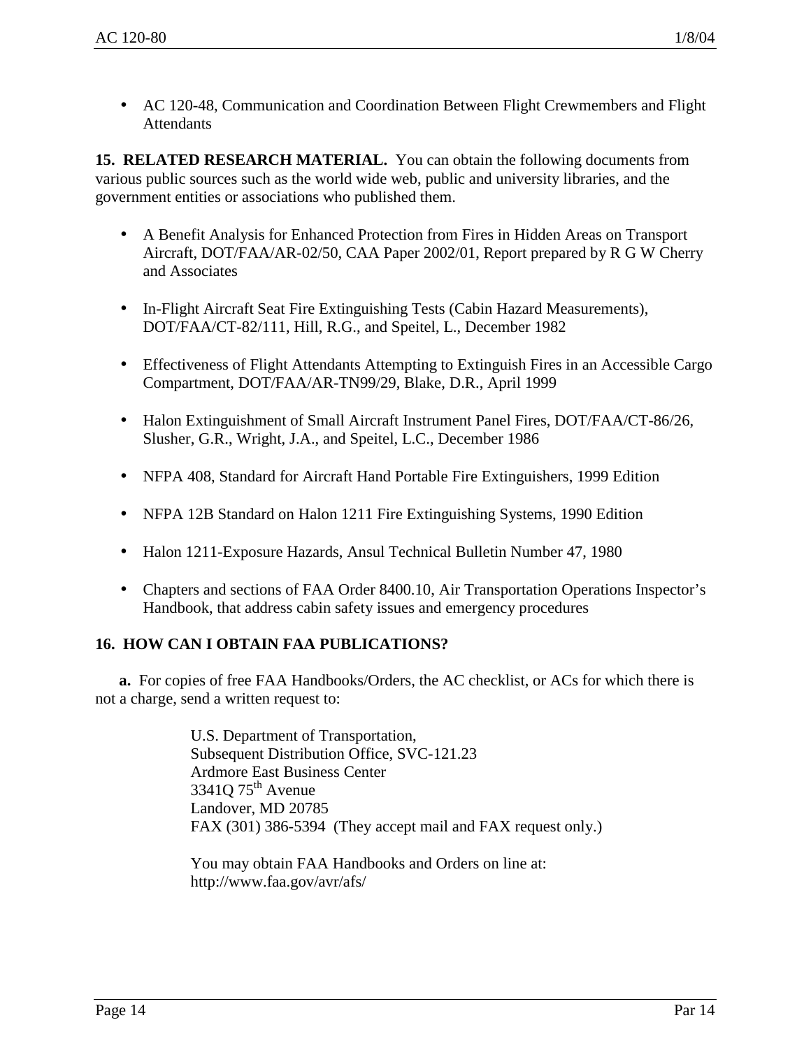- AC 120-48, Communication and Coordination Between Flight Crewmembers and Flight Attendants

**15. RELATED RESEARCH MATERIAL.** You can obtain the following documents from various public sources such as the world wide web, public and university libraries, and the government entities or associations who published them.

- A Benefit Analysis for Enhanced Protection from Fires in Hidden Areas on Transport Aircraft, DOT/FAA/AR-02/50, CAA Paper 2002/01, Report prepared by R G W Cherry and Associates

- In-Flight Aircraft Seat Fire Extinguishing Tests (Cabin Hazard Measurements), DOT/FAA/CT-82/111, Hill, R.G., and Speitel, L., December 1982

- Effectiveness of Flight Attendants Attempting to Extinguish Fires in an Accessible Cargo Compartment, DOT/FAA/AR-TN99/29, Blake, D.R., April 1999

- Halon Extinguishment of Small Aircraft Instrument Panel Fires, DOT/FAA/CT-86/26, Slusher, G.R., Wright, J.A., and Speitel, L.C., December 1986

- NFPA 408, Standard for Aircraft Hand Portable Fire Extinguishers, 1999 Edition

- NFPA 12B Standard on Halon 1211 Fire Extinguishing Systems, 1990 Edition

- Halon 1211-Exposure Hazards, Ansul Technical Bulletin Number 47, 1980

- Chapters and sections of FAA Order 8400.10, Air Transportation Operations Inspector's Handbook, that address cabin safety issues and emergency procedures

**16. HOW CAN I OBTAIN FAA PUBLICATIONS?**

**a.** For copies of free FAA Handbooks/Orders, the AC checklist, or ACs for which there is not a charge, send a written request to:

> U.S. Department of Transportation,
> Subsequent Distribution Office, SVC-121.23
> Ardmore East Business Center
> 3341Q 75th Avenue
> Landover, MD 20785
> FAX (301) 386-5394 (They accept mail and FAX request only.)
>
> You may obtain FAA Handbooks and Orders on line at:
> http://www.faa.gov/avr/afs/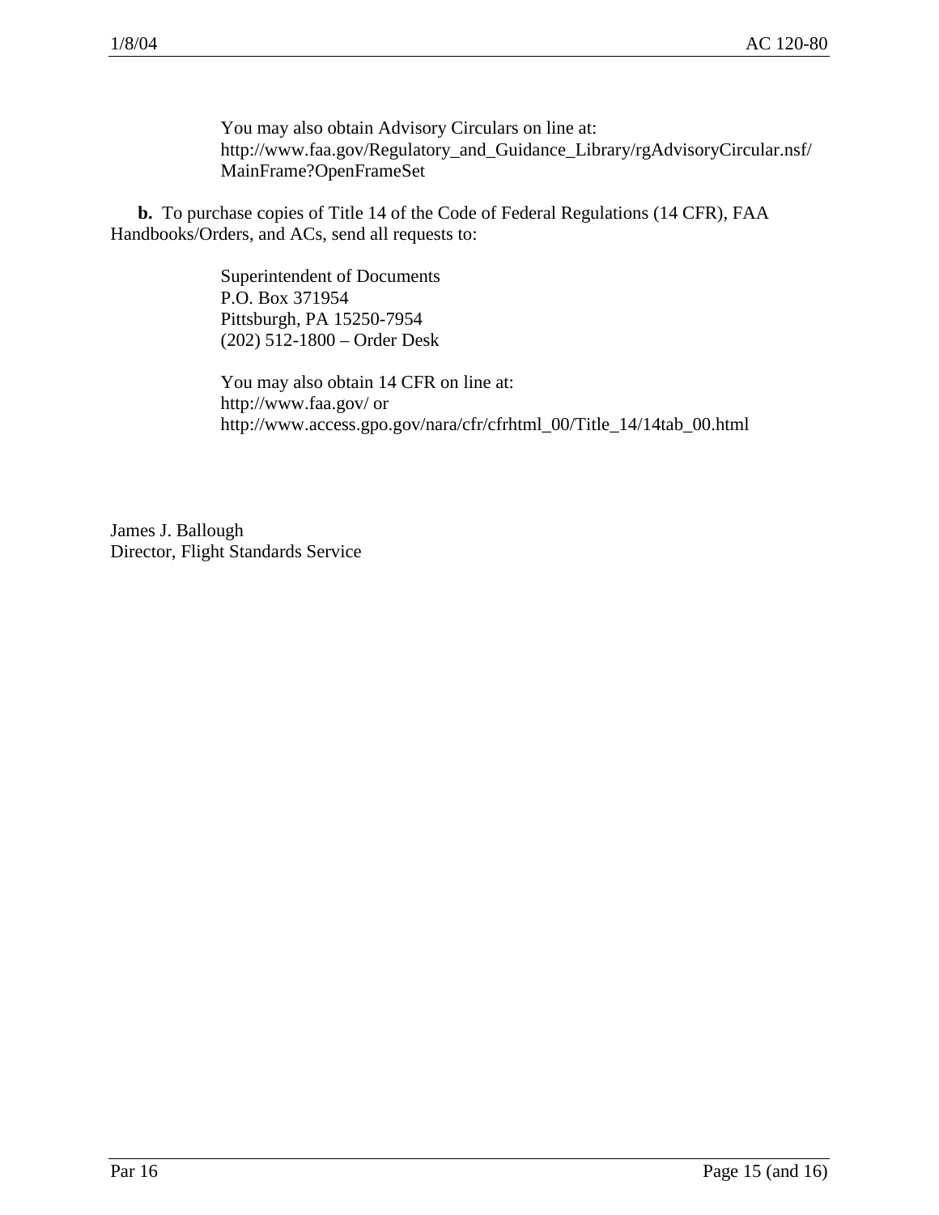You may also obtain Advisory Circulars on line at:
http://www.faa.gov/Regulatory_and_Guidance_Library/rgAdvisoryCircular.nsf/
MainFrame?OpenFrameSet

**b.** To purchase copies of Title 14 of the Code of Federal Regulations (14 CFR), FAA Handbooks/Orders, and ACs, send all requests to:

Superintendent of Documents
P.O. Box 371954
Pittsburgh, PA 15250-7954
(202) 512-1800 – Order Desk

You may also obtain 14 CFR on line at:
http://www.faa.gov/ or
http://www.access.gpo.gov/nara/cfr/cfrhtml_00/Title_14/14tab_00.html

James J. Ballough
Director, Flight Standards Service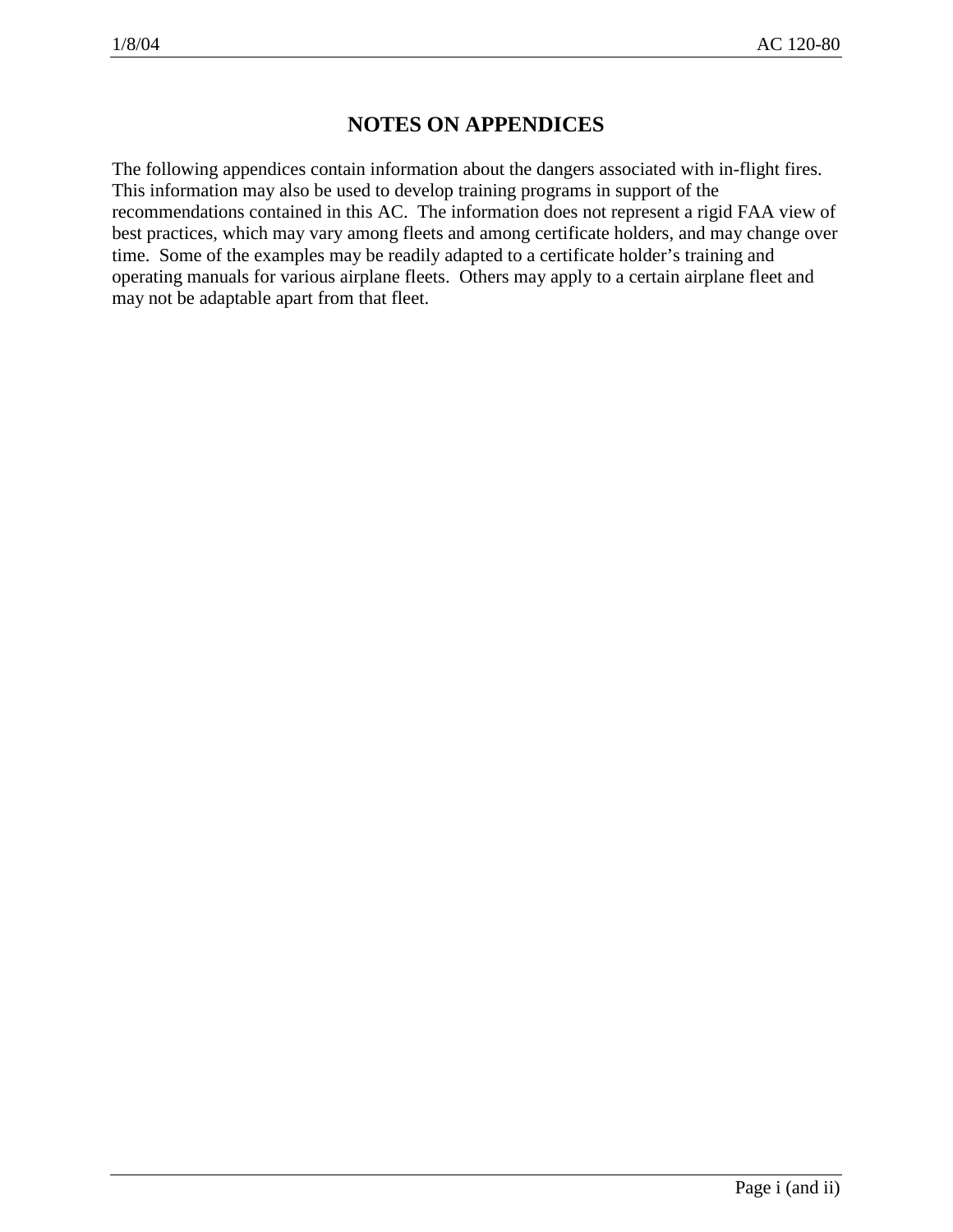# NOTES ON APPENDICES

The following appendices contain information about the dangers associated with in-flight fires. This information may also be used to develop training programs in support of the recommendations contained in this AC. The information does not represent a rigid FAA view of best practices, which may vary among fleets and among certificate holders, and may change over time. Some of the examples may be readily adapted to a certificate holder's training and operating manuals for various airplane fleets. Others may apply to a certain airplane fleet and may not be adaptable apart from that fleet.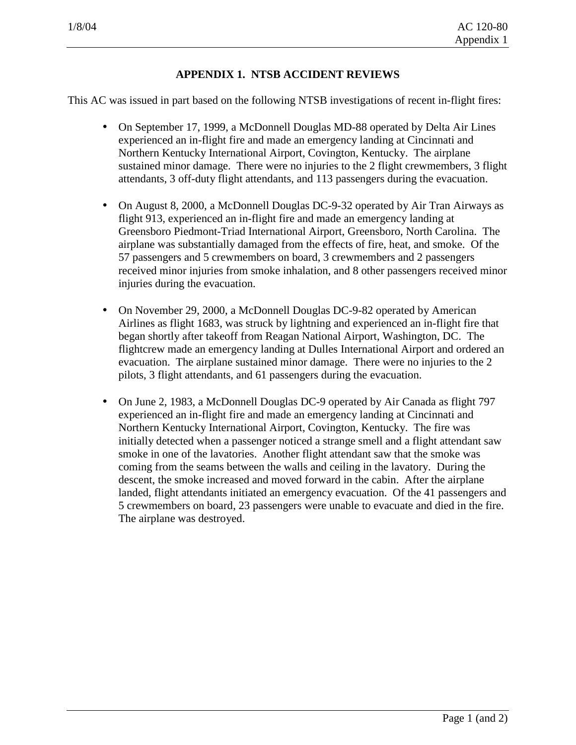# APPENDIX 1. NTSB ACCIDENT REVIEWS

This AC was issued in part based on the following NTSB investigations of recent in-flight fires:

- On September 17, 1999, a McDonnell Douglas MD-88 operated by Delta Air Lines experienced an in-flight fire and made an emergency landing at Cincinnati and Northern Kentucky International Airport, Covington, Kentucky. The airplane sustained minor damage. There were no injuries to the 2 flight crewmembers, 3 flight attendants, 3 off-duty flight attendants, and 113 passengers during the evacuation.

- On August 8, 2000, a McDonnell Douglas DC-9-32 operated by Air Tran Airways as flight 913, experienced an in-flight fire and made an emergency landing at Greensboro Piedmont-Triad International Airport, Greensboro, North Carolina. The airplane was substantially damaged from the effects of fire, heat, and smoke. Of the 57 passengers and 5 crewmembers on board, 3 crewmembers and 2 passengers received minor injuries from smoke inhalation, and 8 other passengers received minor injuries during the evacuation.

- On November 29, 2000, a McDonnell Douglas DC-9-82 operated by American Airlines as flight 1683, was struck by lightning and experienced an in-flight fire that began shortly after takeoff from Reagan National Airport, Washington, DC. The flightcrew made an emergency landing at Dulles International Airport and ordered an evacuation. The airplane sustained minor damage. There were no injuries to the 2 pilots, 3 flight attendants, and 61 passengers during the evacuation.

- On June 2, 1983, a McDonnell Douglas DC-9 operated by Air Canada as flight 797 experienced an in-flight fire and made an emergency landing at Cincinnati and Northern Kentucky International Airport, Covington, Kentucky. The fire was initially detected when a passenger noticed a strange smell and a flight attendant saw smoke in one of the lavatories. Another flight attendant saw that the smoke was coming from the seams between the walls and ceiling in the lavatory. During the descent, the smoke increased and moved forward in the cabin. After the airplane landed, flight attendants initiated an emergency evacuation. Of the 41 passengers and 5 crewmembers on board, 23 passengers were unable to evacuate and died in the fire. The airplane was destroyed.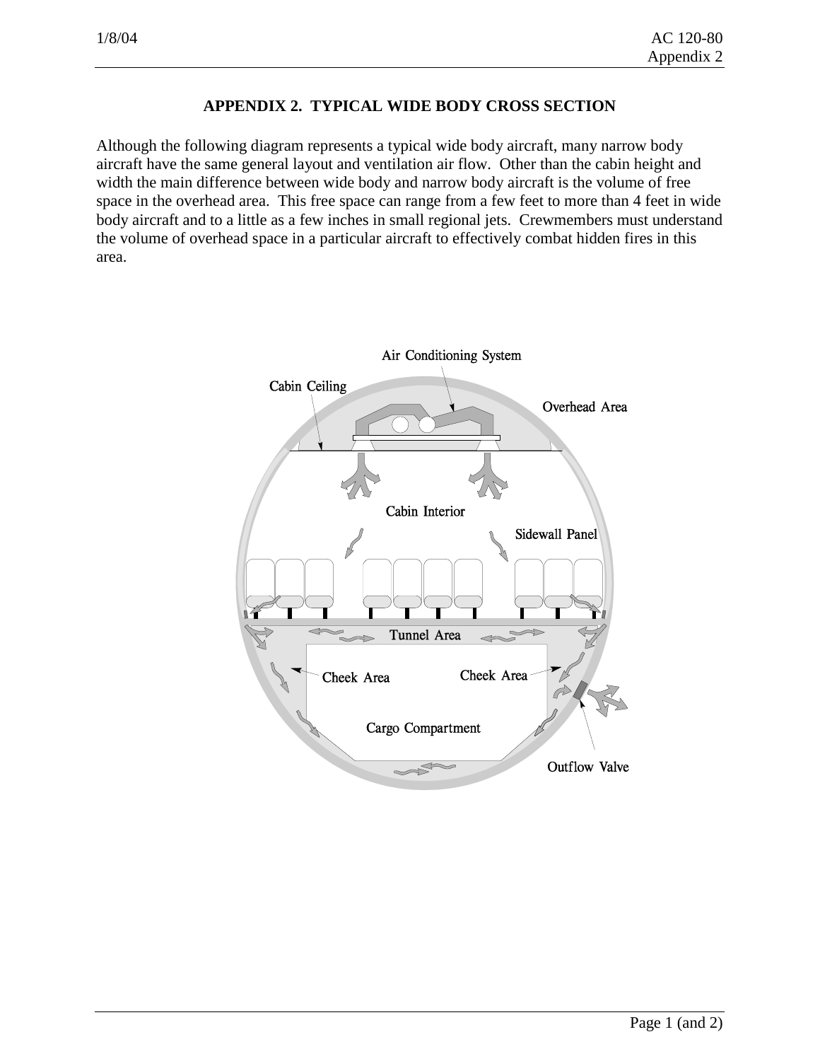# APPENDIX 2. TYPICAL WIDE BODY CROSS SECTION

Although the following diagram represents a typical wide body aircraft, many narrow body aircraft have the same general layout and ventilation air flow. Other than the cabin height and width the main difference between wide body and narrow body aircraft is the volume of free space in the overhead area. This free space can range from a few feet to more than 4 feet in wide body aircraft and to a little as a few inches in small regional jets. Crewmembers must understand the volume of overhead space in a particular aircraft to effectively combat hidden fires in this area.

Air Conditioning System

Cabin Ceiling

Overhead Area

Cabin Interior

Sidewall Panel

Tunnel Area

Cheek Area

Cheek Area

Cargo Compartment

Outflow Valve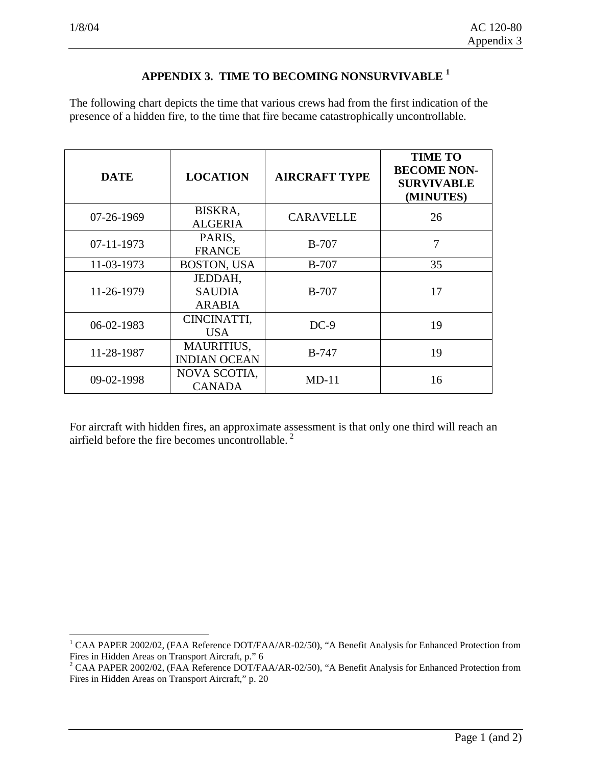# APPENDIX 3. TIME TO BECOMING NONSURVIVABLE [1]

The following chart depicts the time that various crews had from the first indication of the presence of a hidden fire, to the time that fire became catastrophically uncontrollable.

| DATE | LOCATION | AIRCRAFT TYPE | TIME TO BECOME NON-SURVIVABLE (MINUTES) |
|---|---|---|---|
| 07-26-1969 | BISKRA, ALGERIA | CARAVELLE | 26 |
| 07-11-1973 | PARIS, FRANCE | B-707 | 7 |
| 11-03-1973 | BOSTON, USA | B-707 | 35 |
| 11-26-1979 | JEDDAH, SAUDIA ARABIA | B-707 | 17 |
| 06-02-1983 | CINCINATTI, USA | DC-9 | 19 |
| 11-28-1987 | MAURITIUS, INDIAN OCEAN | B-747 | 19 |
| 09-02-1998 | NOVA SCOTIA, CANADA | MD-11 | 16 |

For aircraft with hidden fires, an approximate assessment is that only one third will reach an airfield before the fire becomes uncontrollable. [2]

---

[1] CAA PAPER 2002/02, (FAA Reference DOT/FAA/AR-02/50), "A Benefit Analysis for Enhanced Protection from Fires in Hidden Areas on Transport Aircraft, p." 6

[2] CAA PAPER 2002/02, (FAA Reference DOT/FAA/AR-02/50), "A Benefit Analysis for Enhanced Protection from Fires in Hidden Areas on Transport Aircraft," p. 20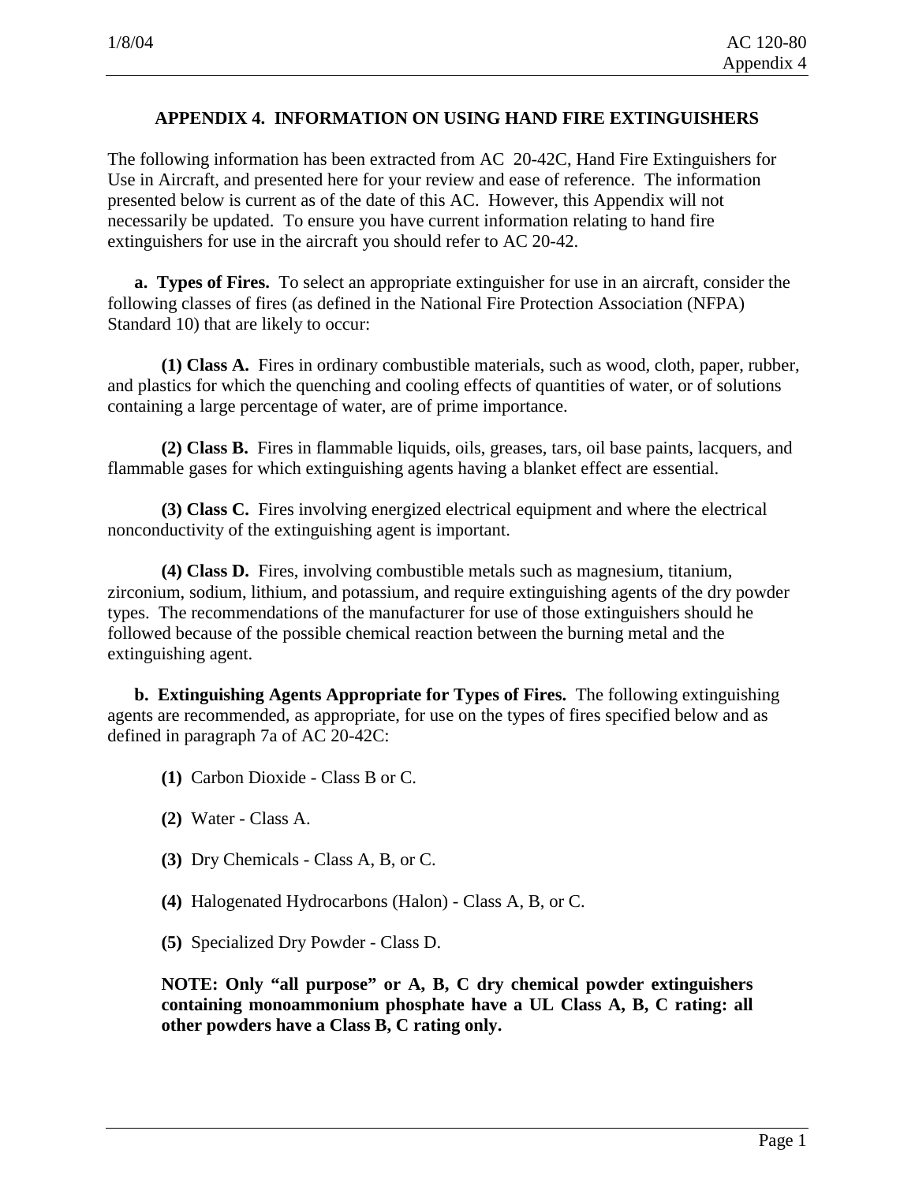## APPENDIX 4. INFORMATION ON USING HAND FIRE EXTINGUISHERS

The following information has been extracted from AC 20-42C, Hand Fire Extinguishers for Use in Aircraft, and presented here for your review and ease of reference. The information presented below is current as of the date of this AC. However, this Appendix will not necessarily be updated. To ensure you have current information relating to hand fire extinguishers for use in the aircraft you should refer to AC 20-42.

**a. Types of Fires.** To select an appropriate extinguisher for use in an aircraft, consider the following classes of fires (as defined in the National Fire Protection Association (NFPA) Standard 10) that are likely to occur:

**(1) Class A.** Fires in ordinary combustible materials, such as wood, cloth, paper, rubber, and plastics for which the quenching and cooling effects of quantities of water, or of solutions containing a large percentage of water, are of prime importance.

**(2) Class B.** Fires in flammable liquids, oils, greases, tars, oil base paints, lacquers, and flammable gases for which extinguishing agents having a blanket effect are essential.

**(3) Class C.** Fires involving energized electrical equipment and where the electrical nonconductivity of the extinguishing agent is important.

**(4) Class D.** Fires, involving combustible metals such as magnesium, titanium, zirconium, sodium, lithium, and potassium, and require extinguishing agents of the dry powder types. The recommendations of the manufacturer for use of those extinguishers should he followed because of the possible chemical reaction between the burning metal and the extinguishing agent.

**b. Extinguishing Agents Appropriate for Types of Fires.** The following extinguishing agents are recommended, as appropriate, for use on the types of fires specified below and as defined in paragraph 7a of AC 20-42C:

**(1)** Carbon Dioxide - Class B or C.

**(2)** Water - Class A.

**(3)** Dry Chemicals - Class A, B, or C.

**(4)** Halogenated Hydrocarbons (Halon) - Class A, B, or C.

**(5)** Specialized Dry Powder - Class D.

**NOTE: Only "all purpose" or A, B, C dry chemical powder extinguishers containing monoammonium phosphate have a UL Class A, B, C rating: all other powders have a Class B, C rating only.**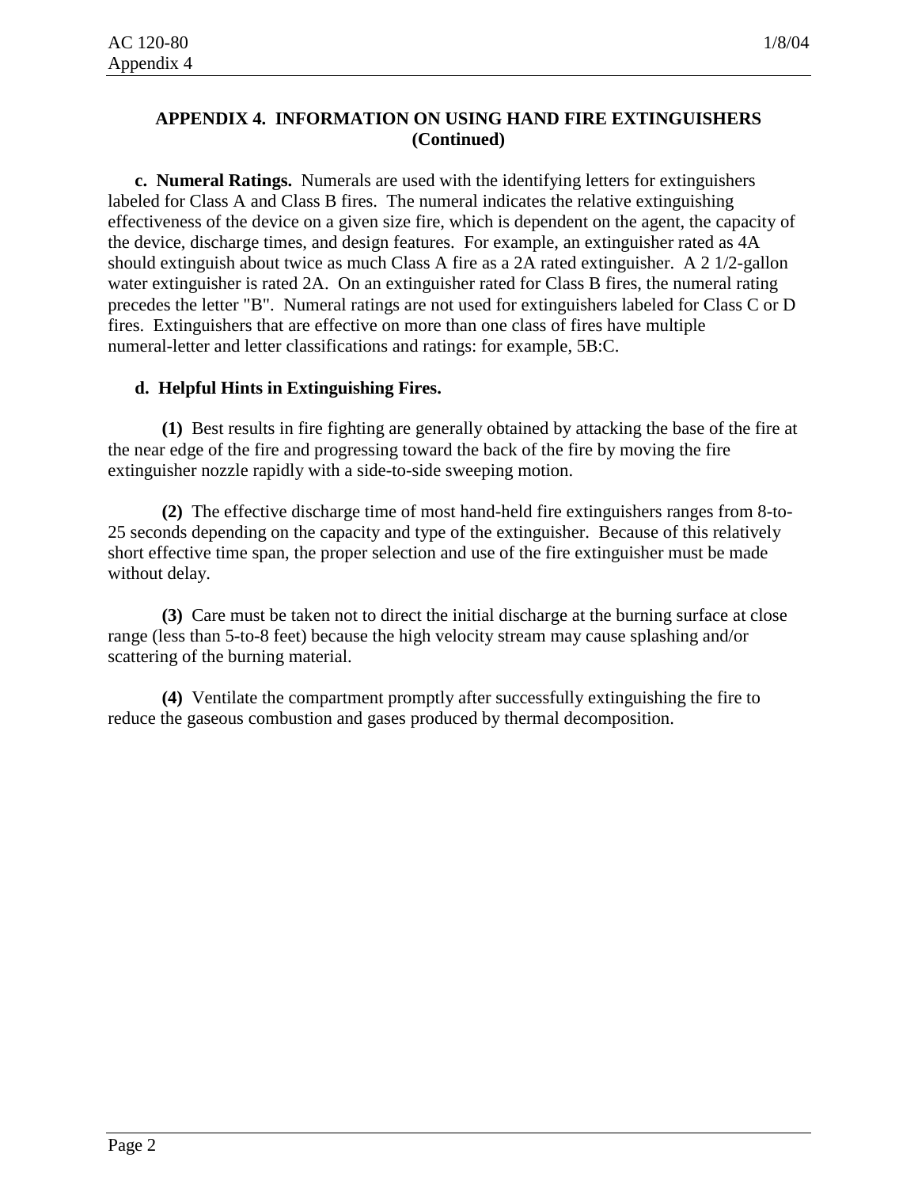## APPENDIX 4. INFORMATION ON USING HAND FIRE EXTINGUISHERS (Continued)

**c. Numeral Ratings.** Numerals are used with the identifying letters for extinguishers labeled for Class A and Class B fires. The numeral indicates the relative extinguishing effectiveness of the device on a given size fire, which is dependent on the agent, the capacity of the device, discharge times, and design features. For example, an extinguisher rated as 4A should extinguish about twice as much Class A fire as a 2A rated extinguisher. A 2 1/2-gallon water extinguisher is rated 2A. On an extinguisher rated for Class B fires, the numeral rating precedes the letter "B". Numeral ratings are not used for extinguishers labeled for Class C or D fires. Extinguishers that are effective on more than one class of fires have multiple numeral-letter and letter classifications and ratings: for example, 5B:C.

**d. Helpful Hints in Extinguishing Fires.**

**(1)** Best results in fire fighting are generally obtained by attacking the base of the fire at the near edge of the fire and progressing toward the back of the fire by moving the fire extinguisher nozzle rapidly with a side-to-side sweeping motion.

**(2)** The effective discharge time of most hand-held fire extinguishers ranges from 8-to-25 seconds depending on the capacity and type of the extinguisher. Because of this relatively short effective time span, the proper selection and use of the fire extinguisher must be made without delay.

**(3)** Care must be taken not to direct the initial discharge at the burning surface at close range (less than 5-to-8 feet) because the high velocity stream may cause splashing and/or scattering of the burning material.

**(4)** Ventilate the compartment promptly after successfully extinguishing the fire to reduce the gaseous combustion and gases produced by thermal decomposition.